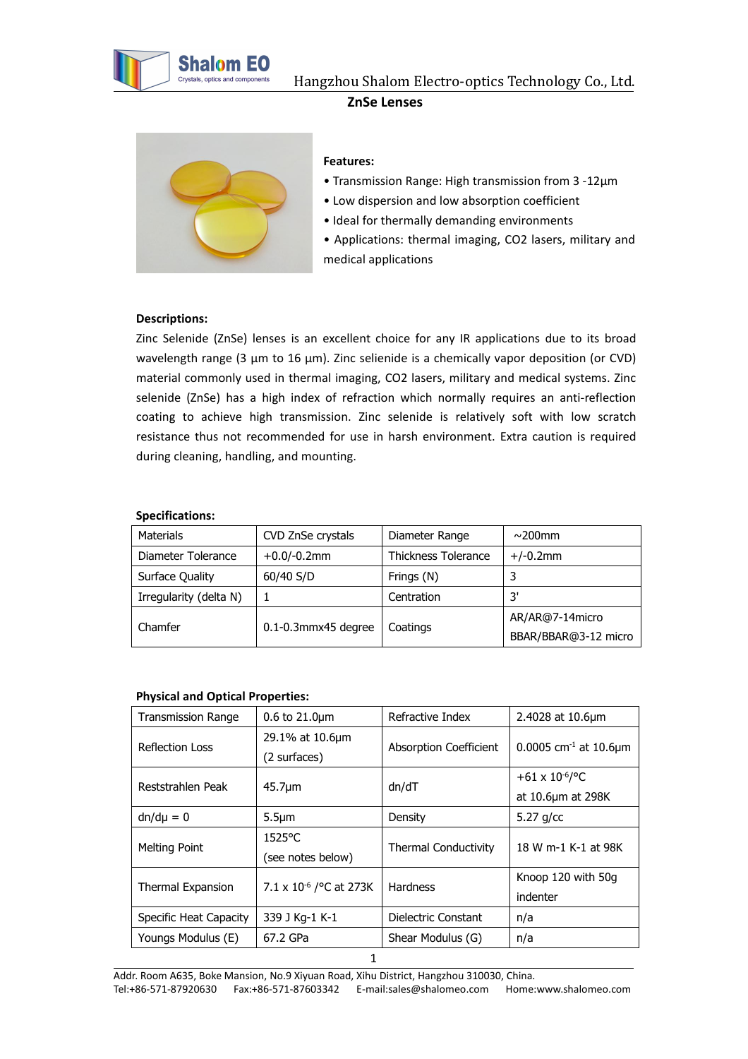# ZnSe Lenses

**Features:**

- Transmission Range: High transmission from 3 -12µm
- Low dispersion and low absorption coefficient
- Ideal for thermally demanding environments
- Applications: thermal imaging, $CO_2$ lasers, military and medical applications

**Descriptions:**

Zinc Selenide (ZnSe) lenses is an excellent choice for any IR applications due to its broad wavelength range (3 µm to 16 µm). Zinc selienide is a chemically vapor deposition (or CVD) material commonly used in thermal imaging, $CO_2$ lasers, military and medical systems. Zinc selenide (ZnSe) has a high index of refraction which normally requires an anti-reflection coating to achieve high transmission. Zinc selenide is relatively soft with low scratch resistance thus not recommended for use in harsh environment. Extra caution is required during cleaning, handling, and mounting.

**Specifications:**

| Materials | CVD ZnSe crystals | Diameter Range | ~200mm |
|---|---|---|---|
| Diameter Tolerance | +0.0/-0.2mm | Thickness Tolerance | +/-0.2mm |
| Surface Quality | 60/40 S/D | Frings (N) | 3 |
| Irregularity (delta N) | 1 | Centration | 3' |
| Chamfer | 0.1-0.3mmx45 degree | Coatings | AR/AR@7-14micro BBAR/BBAR@3-12 micro |

**Physical and Optical Properties:**

| Transmission Range | 0.6 to 21.0µm | Refractive Index | 2.4028 at 10.6µm |
|---|---|---|---|
| Reflection Loss | 29.1% at 10.6µm (2 surfaces) | Absorption Coefficient | 0.0005 $cm^{-1}$ at 10.6µm |
| Reststrahlen Peak | 45.7µm | dn/dT | $+61 \times 10^{-6}$/°C at 10.6µm at 298K |
| dn/dµ = 0 | 5.5µm | Density | 5.27 g/cc |
| Melting Point | 1525°C (see notes below) | Thermal Conductivity | 18 W m-1 K-1 at 98K |
| Thermal Expansion | $7.1 \times 10^{-6}$ /°C at 273K | Hardness | Knoop 120 with 50g indenter |
| Specific Heat Capacity | 339 J Kg-1 K-1 | Dielectric Constant | n/a |
| Youngs Modulus (E) | 67.2 GPa | Shear Modulus (G) | n/a |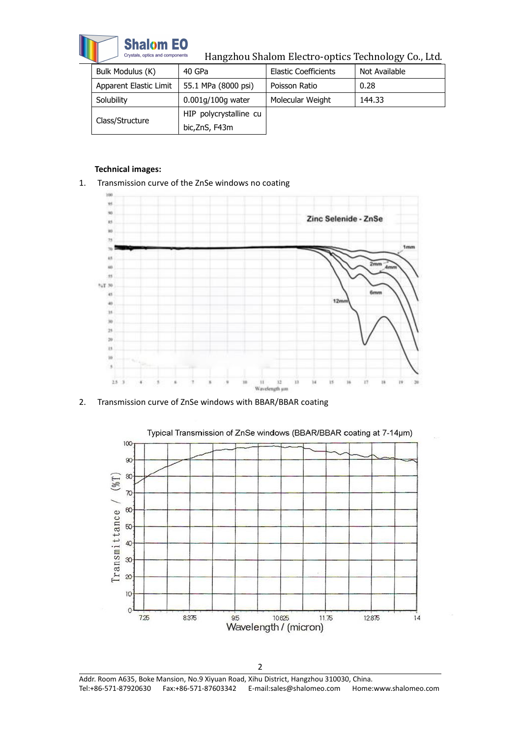| Bulk Modulus (K) | 40 GPa | Elastic Coefficients | Not Available |
|---|---|---|---|
| Apparent Elastic Limit | 55.1 MPa (8000 psi) | Poisson Ratio | 0.28 |
| Solubility | 0.001g/100g water | Molecular Weight | 144.33 |
| Class/Structure | HIP polycrystalline cubic,ZnS, F43m | | |

**Technical images:**

1. Transmission curve of the ZnSe windows no coating

2. Transmission curve of ZnSe windows with BBAR/BBAR coating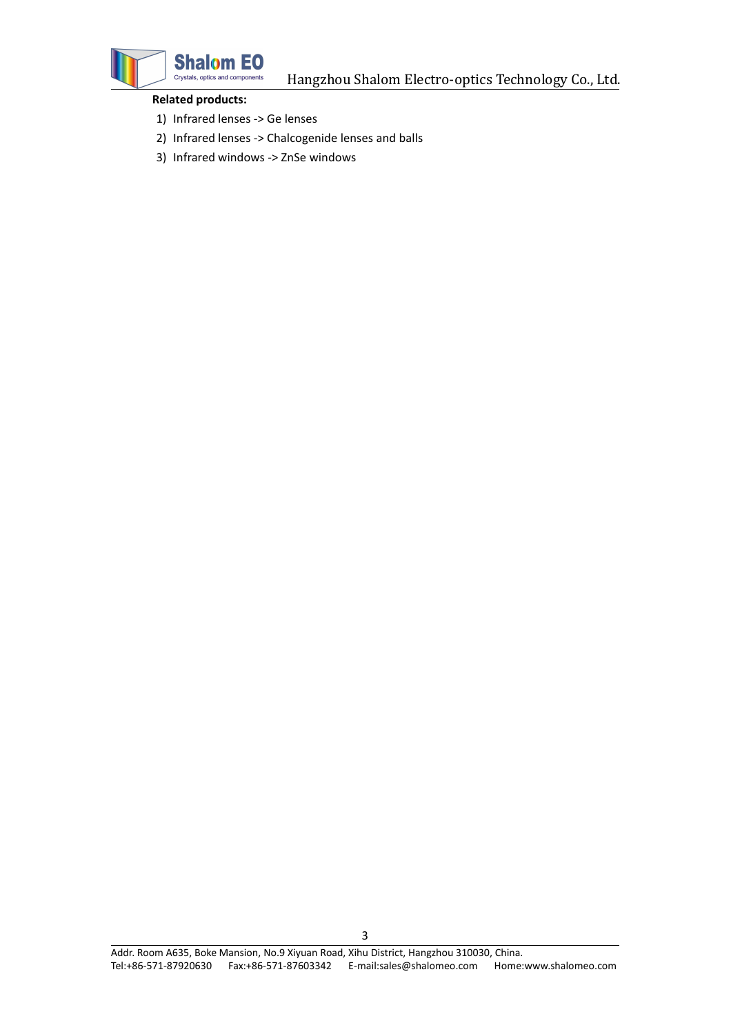**Related products:**

1) Infrared lenses -> Ge lenses
2) Infrared lenses -> Chalcogenide lenses and balls
3) Infrared windows -> ZnSe windows